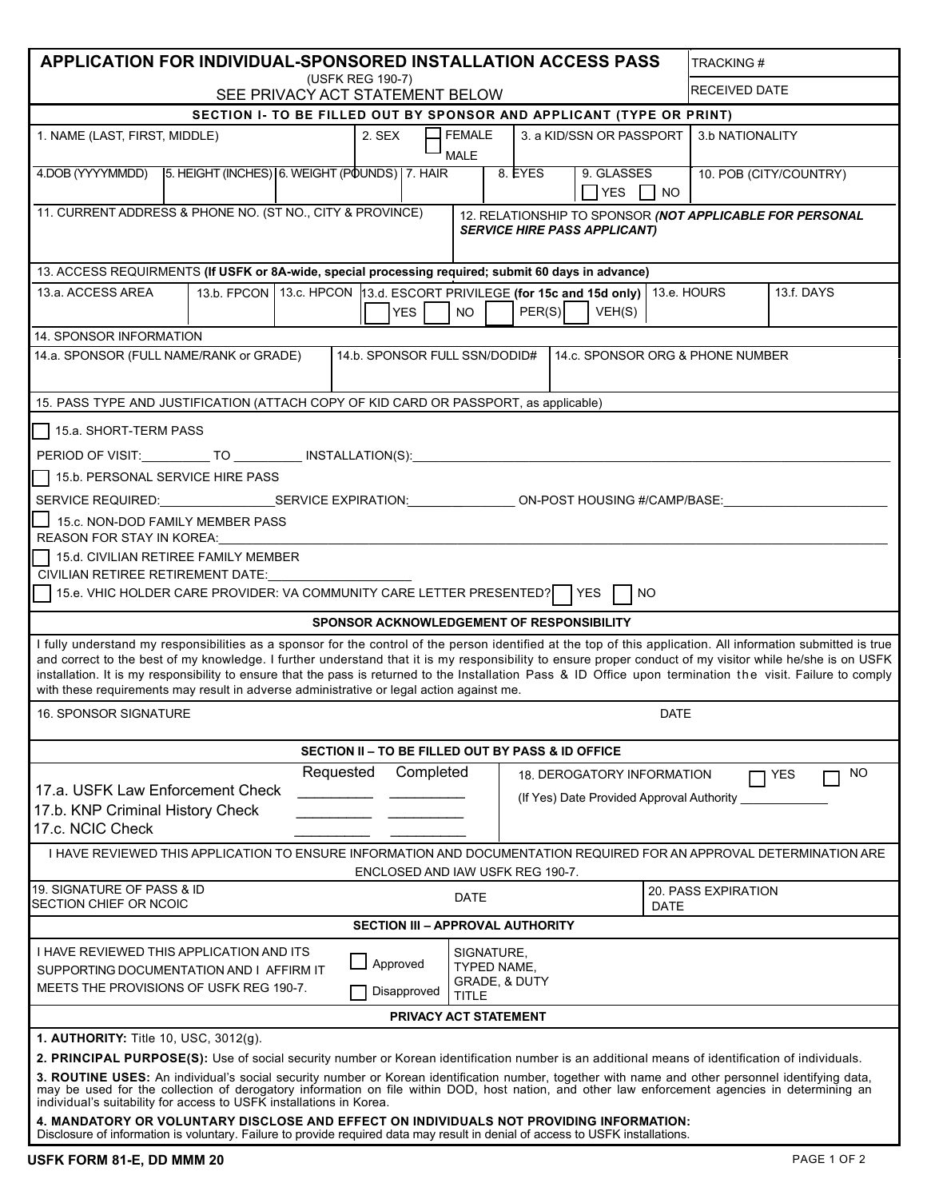# APPLICATION FOR INDIVIDUAL-SPONSORED INSTALLATION ACCESS PASS

(USFK REG 190-7)

SEE PRIVACY ACT STATEMENT BELOW

| TRACKING # |
|---|
| RECEIVED DATE |

## SECTION I- TO BE FILLED OUT BY SPONSOR AND APPLICANT (TYPE OR PRINT)

| 1. NAME (LAST, FIRST, MIDDLE) | 2. SEX ☐ FEMALE ☐ MALE | 3. a KID/SSN OR PASSPORT | 3.b NATIONALITY |
|---|---|---|---|

| 4.DOB (YYYYMMDD) | 5. HEIGHT (INCHES) | 6. WEIGHT (POUNDS) | 7. HAIR | 8. EYES | 9. GLASSES ☐ YES ☐ NO | 10. POB (CITY/COUNTRY) |
|---|---|---|---|---|---|---|

| 11. CURRENT ADDRESS & PHONE NO. (ST NO., CITY & PROVINCE) | 12. RELATIONSHIP TO SPONSOR ***(NOT APPLICABLE FOR PERSONAL SERVICE HIRE PASS APPLICANT)*** |
|---|---|

13. ACCESS REQUIRMENTS **(If USFK or 8A-wide, special processing required; submit 60 days in advance)**

| 13.a. ACCESS AREA | 13.b. FPCON | 13.c. HPCON | 13.d. ESCORT PRIVILEGE **(for 15c and 15d only)** ☐ YES ☐ NO ☐ PER(S) ☐ VEH(S) | 13.e. HOURS | 13.f. DAYS |
|---|---|---|---|---|---|

14. SPONSOR INFORMATION

| 14.a. SPONSOR (FULL NAME/RANK or GRADE) | 14.b. SPONSOR FULL SSN/DODID# | 14.c. SPONSOR ORG & PHONE NUMBER |
|---|---|---|

15. PASS TYPE AND JUSTIFICATION (ATTACH COPY OF KID CARD OR PASSPORT, as applicable)

☐ 15.a. SHORT-TERM PASS

PERIOD OF VISIT:__________ TO __________ INSTALLATION(S):______________________________

☐ 15.b. PERSONAL SERVICE HIRE PASS

SERVICE REQUIRED:________________ SERVICE EXPIRATION:_______________ ON-POST HOUSING #/CAMP/BASE:______________________

☐ 15.c. NON-DOD FAMILY MEMBER PASS

REASON FOR STAY IN KOREA:______________________________

☐ 15.d. CIVILIAN RETIREE FAMILY MEMBER

CIVILIAN RETIREE RETIREMENT DATE:____________________

☐ 15.e. VHIC HOLDER CARE PROVIDER: VA COMMUNITY CARE LETTER PRESENTED? ☐ YES ☐ NO

### SPONSOR ACKNOWLEDGEMENT OF RESPONSIBILITY

I fully understand my responsibilities as a sponsor for the control of the person identified at the top of this application. All information submitted is true and correct to the best of my knowledge. I further understand that it is my responsibility to ensure proper conduct of my visitor while he/she is on USFK installation. It is my responsibility to ensure that the pass is returned to the Installation Pass & ID Office upon termination the visit. Failure to comply with these requirements may result in adverse administrative or legal action against me.

| 16. SPONSOR SIGNATURE | DATE |
|---|---|

## SECTION II – TO BE FILLED OUT BY PASS & ID OFFICE

| | Requested | Completed |
|---|---|---|
| 17.a. USFK Law Enforcement Check | _________ | _________ |
| 17.b. KNP Criminal History Check | _________ | _________ |
| 17.c. NCIC Check | _________ | _________ |

18. DEROGATORY INFORMATION ☐ YES ☐ NO

(If Yes) Date Provided Approval Authority _____________

I HAVE REVIEWED THIS APPLICATION TO ENSURE INFORMATION AND DOCUMENTATION REQUIRED FOR AN APPROVAL DETERMINATION ARE ENCLOSED AND IAW USFK REG 190-7.

| 19. SIGNATURE OF PASS & ID SECTION CHIEF OR NCOIC | DATE | 20. PASS EXPIRATION DATE |
|---|---|---|

## SECTION III – APPROVAL AUTHORITY

| I HAVE REVIEWED THIS APPLICATION AND ITS SUPPORTING DOCUMENTATION AND I AFFIRM IT MEETS THE PROVISIONS OF USFK REG 190-7. | ☐ Approved ☐ Disapproved | SIGNATURE, TYPED NAME, GRADE, & DUTY TITLE |
|---|---|---|

## PRIVACY ACT STATEMENT

**1. AUTHORITY:** Title 10, USC, 3012(g).

**2. PRINCIPAL PURPOSE(S):** Use of social security number or Korean identification number is an additional means of identification of individuals.

**3. ROUTINE USES:** An individual's social security number or Korean identification number, together with name and other personnel identifying data, may be used for the collection of derogatory information on file within DOD, host nation, and other law enforcement agencies in determining an individual's suitability for access to USFK installations in Korea.

**4. MANDATORY OR VOLUNTARY DISCLOSE AND EFFECT ON INDIVIDUALS NOT PROVIDING INFORMATION:**
Disclosure of information is voluntary. Failure to provide required data may result in denial of access to USFK installations.

USFK FORM 81-E, DD MMM 20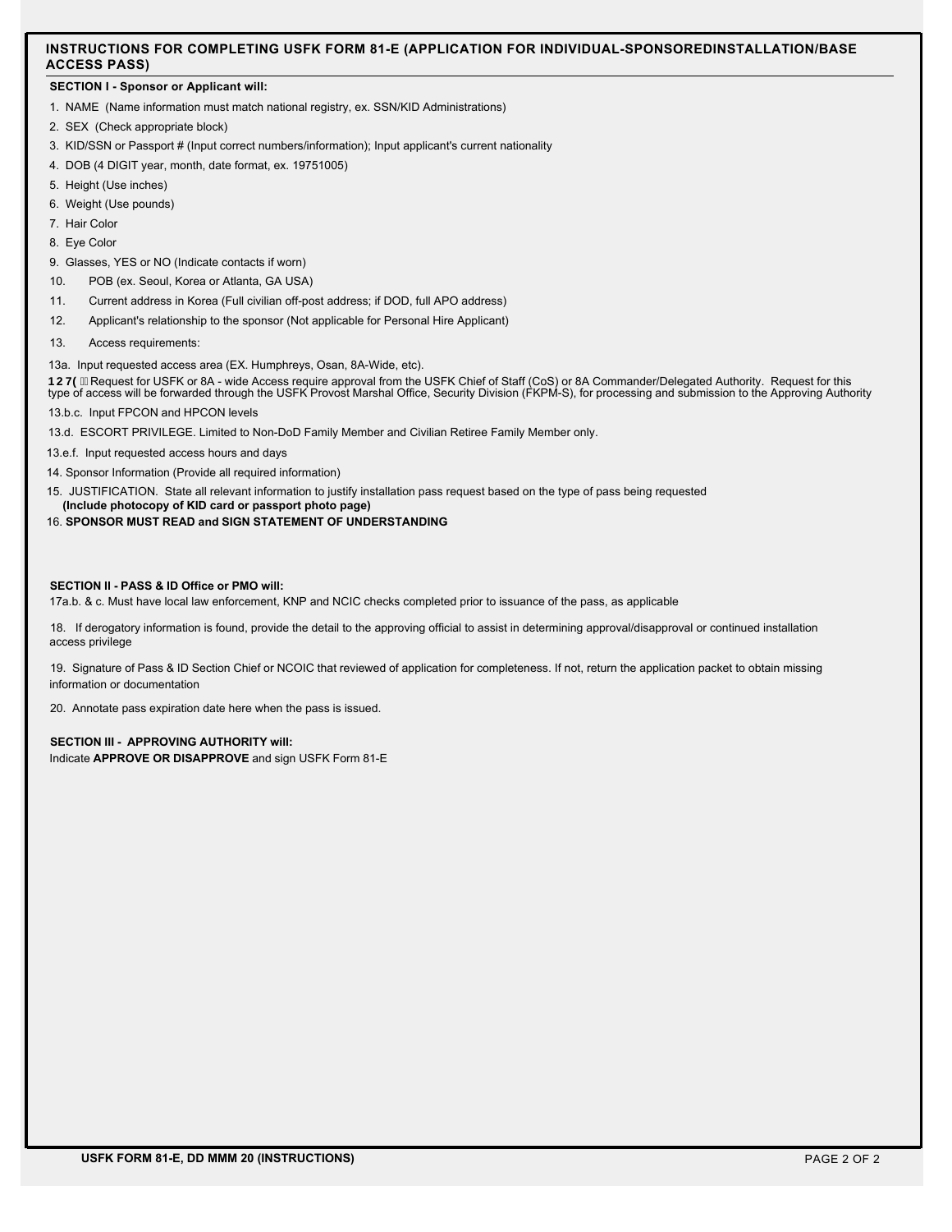## INSTRUCTIONS FOR COMPLETING USFK FORM 81-E (APPLICATION FOR INDIVIDUAL-SPONSOREDINSTALLATION/BASE ACCESS PASS)

**SECTION I - Sponsor or Applicant will:**

1. NAME (Name information must match national registry, ex. SSN/KID Administrations)
2. SEX (Check appropriate block)
3. KID/SSN or Passport # (Input correct numbers/information); Input applicant's current nationality
4. DOB (4 DIGIT year, month, date format, ex. 19751005)
5. Height (Use inches)
6. Weight (Use pounds)
7. Hair Color
8. Eye Color
9. Glasses, YES or NO (Indicate contacts if worn)
10. POB (ex. Seoul, Korea or Atlanta, GA USA)
11. Current address in Korea (Full civilian off-post address; if DOD, full APO address)
12. Applicant's relationship to the sponsor (Not applicable for Personal Hire Applicant)
13. Access requirements:

13a. Input requested access area (EX. Humphreys, Osan, 8A-Wide, etc).

**NOTE:** Request for USFK or 8A - wide Access require approval from the USFK Chief of Staff (CoS) or 8A Commander/Delegated Authority. Request for this type of access will be forwarded through the USFK Provost Marshal Office, Security Division (FKPM-S), for processing and submission to the Approving Authority

13.b.c. Input FPCON and HPCON levels

13.d. ESCORT PRIVILEGE. Limited to Non-DoD Family Member and Civilian Retiree Family Member only.

13.e.f. Input requested access hours and days

14. Sponsor Information (Provide all required information)
15. JUSTIFICATION. State all relevant information to justify installation pass request based on the type of pass being requested
    **(Include photocopy of KID card or passport photo page)**
16. **SPONSOR MUST READ and SIGN STATEMENT OF UNDERSTANDING**

**SECTION II - PASS & ID Office or PMO will:**

17a.b. & c. Must have local law enforcement, KNP and NCIC checks completed prior to issuance of the pass, as applicable

18. If derogatory information is found, provide the detail to the approving official to assist in determining approval/disapproval or continued installation access privilege

19. Signature of Pass & ID Section Chief or NCOIC that reviewed of application for completeness. If not, return the application packet to obtain missing information or documentation

20. Annotate pass expiration date here when the pass is issued.

**SECTION III - APPROVING AUTHORITY will:**

Indicate **APPROVE OR DISAPPROVE** and sign USFK Form 81-E

USFK FORM 81-E, DD MMM 20 (INSTRUCTIONS)